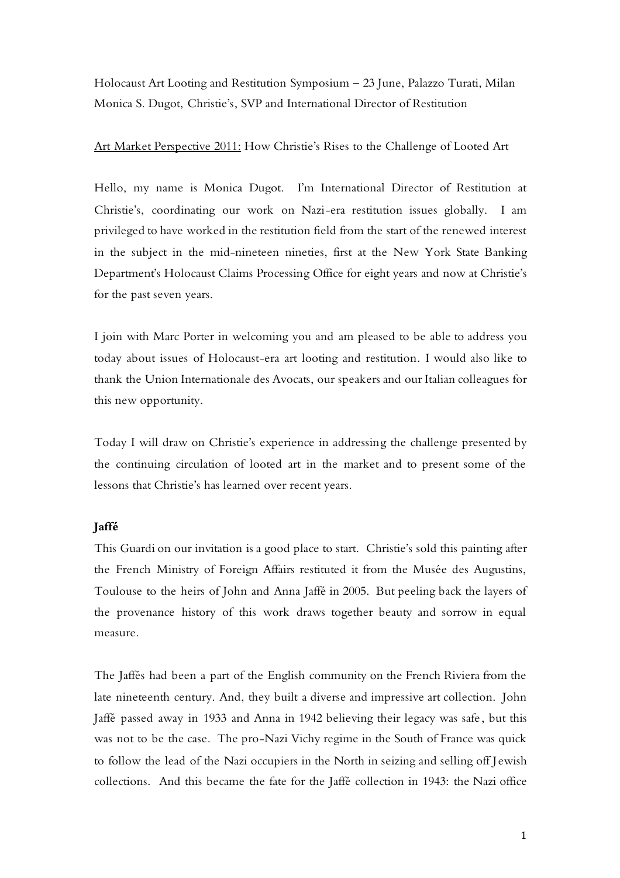Holocaust Art Looting and Restitution Symposium – 23 June, Palazzo Turati, Milan
Monica S. Dugot, Christie's, SVP and International Director of Restitution

Art Market Perspective 2011: How Christie's Rises to the Challenge of Looted Art

Hello, my name is Monica Dugot. I'm International Director of Restitution at Christie's, coordinating our work on Nazi-era restitution issues globally. I am privileged to have worked in the restitution field from the start of the renewed interest in the subject in the mid-nineteen nineties, first at the New York State Banking Department's Holocaust Claims Processing Office for eight years and now at Christie's for the past seven years.

I join with Marc Porter in welcoming you and am pleased to be able to address you today about issues of Holocaust-era art looting and restitution. I would also like to thank the Union Internationale des Avocats, our speakers and our Italian colleagues for this new opportunity.

Today I will draw on Christie's experience in addressing the challenge presented by the continuing circulation of looted art in the market and to present some of the lessons that Christie's has learned over recent years.

**Jaffé**

This Guardi on our invitation is a good place to start. Christie's sold this painting after the French Ministry of Foreign Affairs restituted it from the Musée des Augustins, Toulouse to the heirs of John and Anna Jaffé in 2005. But peeling back the layers of the provenance history of this work draws together beauty and sorrow in equal measure.

The Jaffés had been a part of the English community on the French Riviera from the late nineteenth century. And, they built a diverse and impressive art collection. John Jaffé passed away in 1933 and Anna in 1942 believing their legacy was safe, but this was not to be the case. The pro-Nazi Vichy regime in the South of France was quick to follow the lead of the Nazi occupiers in the North in seizing and selling off Jewish collections. And this became the fate for the Jaffé collection in 1943: the Nazi office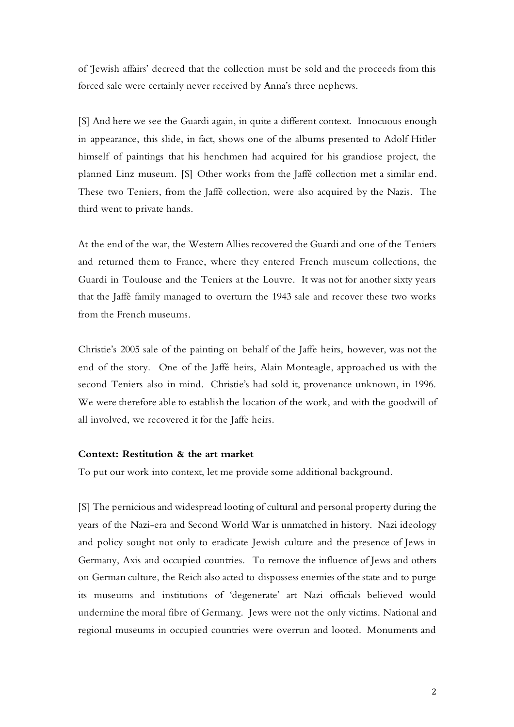of 'Jewish affairs' decreed that the collection must be sold and the proceeds from this forced sale were certainly never received by Anna's three nephews.

[S] And here we see the Guardi again, in quite a different context. Innocuous enough in appearance, this slide, in fact, shows one of the albums presented to Adolf Hitler himself of paintings that his henchmen had acquired for his grandiose project, the planned Linz museum. [S] Other works from the Jaffé collection met a similar end. These two Teniers, from the Jaffé collection, were also acquired by the Nazis. The third went to private hands.

At the end of the war, the Western Allies recovered the Guardi and one of the Teniers and returned them to France, where they entered French museum collections, the Guardi in Toulouse and the Teniers at the Louvre. It was not for another sixty years that the Jaffé family managed to overturn the 1943 sale and recover these two works from the French museums.

Christie's 2005 sale of the painting on behalf of the Jaffe heirs, however, was not the end of the story. One of the Jaffé heirs, Alain Monteagle, approached us with the second Teniers also in mind. Christie's had sold it, provenance unknown, in 1996. We were therefore able to establish the location of the work, and with the goodwill of all involved, we recovered it for the Jaffe heirs.

**Context: Restitution & the art market**

To put our work into context, let me provide some additional background.

[S] The pernicious and widespread looting of cultural and personal property during the years of the Nazi-era and Second World War is unmatched in history. Nazi ideology and policy sought not only to eradicate Jewish culture and the presence of Jews in Germany, Axis and occupied countries. To remove the influence of Jews and others on German culture, the Reich also acted to dispossess enemies of the state and to purge its museums and institutions of 'degenerate' art Nazi officials believed would undermine the moral fibre of Germany. Jews were not the only victims. National and regional museums in occupied countries were overrun and looted. Monuments and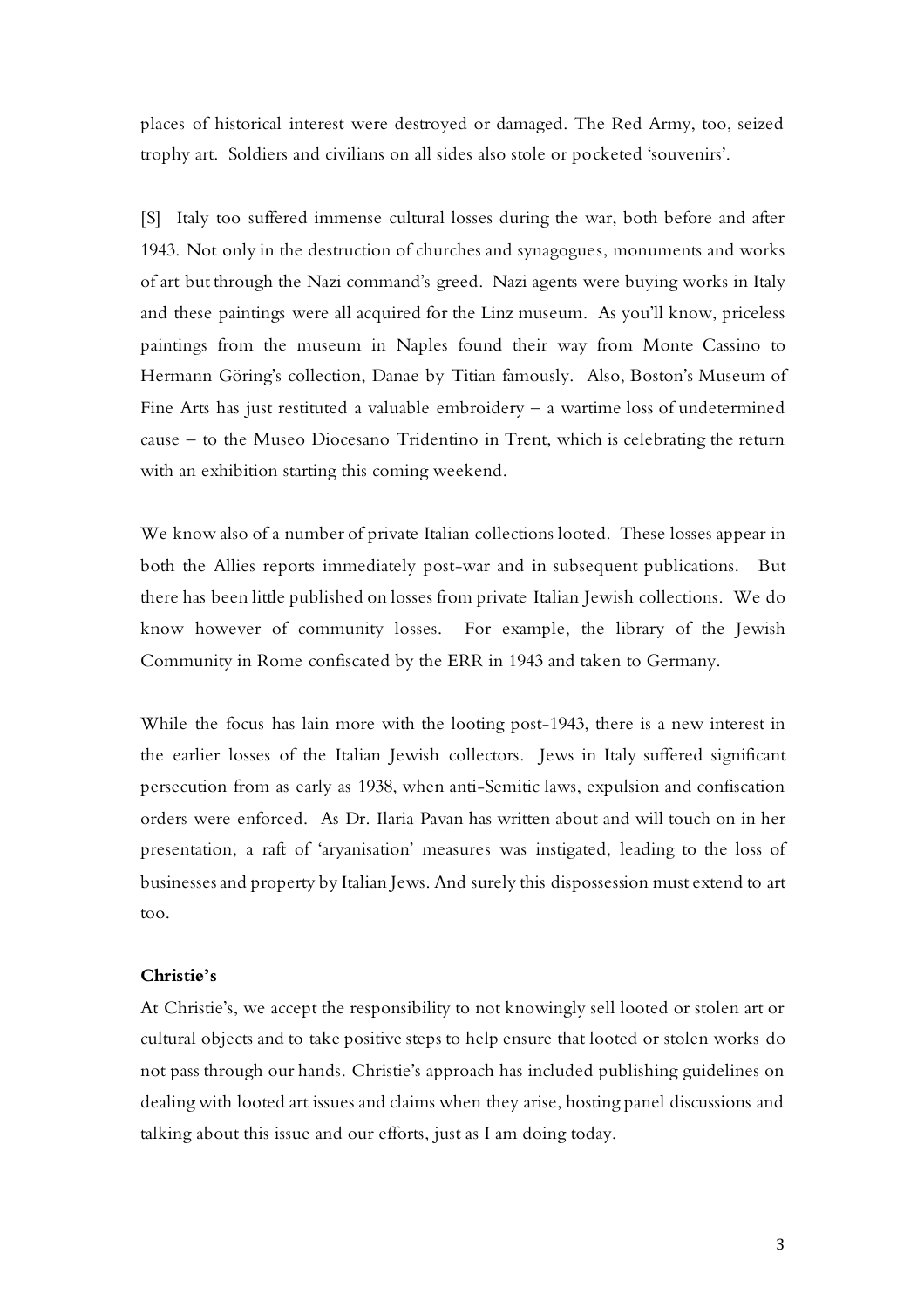places of historical interest were destroyed or damaged. The Red Army, too, seized trophy art. Soldiers and civilians on all sides also stole or pocketed 'souvenirs'.

[S] Italy too suffered immense cultural losses during the war, both before and after 1943. Not only in the destruction of churches and synagogues, monuments and works of art but through the Nazi command's greed. Nazi agents were buying works in Italy and these paintings were all acquired for the Linz museum. As you'll know, priceless paintings from the museum in Naples found their way from Monte Cassino to Hermann Göring's collection, Danae by Titian famously. Also, Boston's Museum of Fine Arts has just restituted a valuable embroidery – a wartime loss of undetermined cause – to the Museo Diocesano Tridentino in Trent, which is celebrating the return with an exhibition starting this coming weekend.

We know also of a number of private Italian collections looted. These losses appear in both the Allies reports immediately post-war and in subsequent publications. But there has been little published on losses from private Italian Jewish collections. We do know however of community losses. For example, the library of the Jewish Community in Rome confiscated by the ERR in 1943 and taken to Germany.

While the focus has lain more with the looting post-1943, there is a new interest in the earlier losses of the Italian Jewish collectors. Jews in Italy suffered significant persecution from as early as 1938, when anti-Semitic laws, expulsion and confiscation orders were enforced. As Dr. Ilaria Pavan has written about and will touch on in her presentation, a raft of 'aryanisation' measures was instigated, leading to the loss of businesses and property by Italian Jews. And surely this dispossession must extend to art too.

**Christie's**

At Christie's, we accept the responsibility to not knowingly sell looted or stolen art or cultural objects and to take positive steps to help ensure that looted or stolen works do not pass through our hands. Christie's approach has included publishing guidelines on dealing with looted art issues and claims when they arise, hosting panel discussions and talking about this issue and our efforts, just as I am doing today.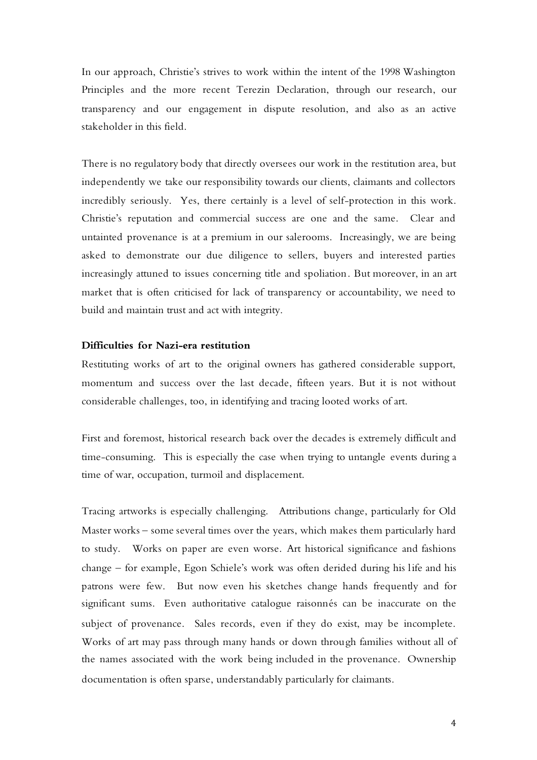In our approach, Christie's strives to work within the intent of the 1998 Washington Principles and the more recent Terezin Declaration, through our research, our transparency and our engagement in dispute resolution, and also as an active stakeholder in this field.

There is no regulatory body that directly oversees our work in the restitution area, but independently we take our responsibility towards our clients, claimants and collectors incredibly seriously. Yes, there certainly is a level of self-protection in this work. Christie's reputation and commercial success are one and the same. Clear and untainted provenance is at a premium in our salerooms. Increasingly, we are being asked to demonstrate our due diligence to sellers, buyers and interested parties increasingly attuned to issues concerning title and spoliation. But moreover, in an art market that is often criticised for lack of transparency or accountability, we need to build and maintain trust and act with integrity.

**Difficulties for Nazi-era restitution**

Restituting works of art to the original owners has gathered considerable support, momentum and success over the last decade, fifteen years. But it is not without considerable challenges, too, in identifying and tracing looted works of art.

First and foremost, historical research back over the decades is extremely difficult and time-consuming. This is especially the case when trying to untangle events during a time of war, occupation, turmoil and displacement.

Tracing artworks is especially challenging. Attributions change, particularly for Old Master works – some several times over the years, which makes them particularly hard to study. Works on paper are even worse. Art historical significance and fashions change – for example, Egon Schiele's work was often derided during his life and his patrons were few. But now even his sketches change hands frequently and for significant sums. Even authoritative catalogue raisonnés can be inaccurate on the subject of provenance. Sales records, even if they do exist, may be incomplete. Works of art may pass through many hands or down through families without all of the names associated with the work being included in the provenance. Ownership documentation is often sparse, understandably particularly for claimants.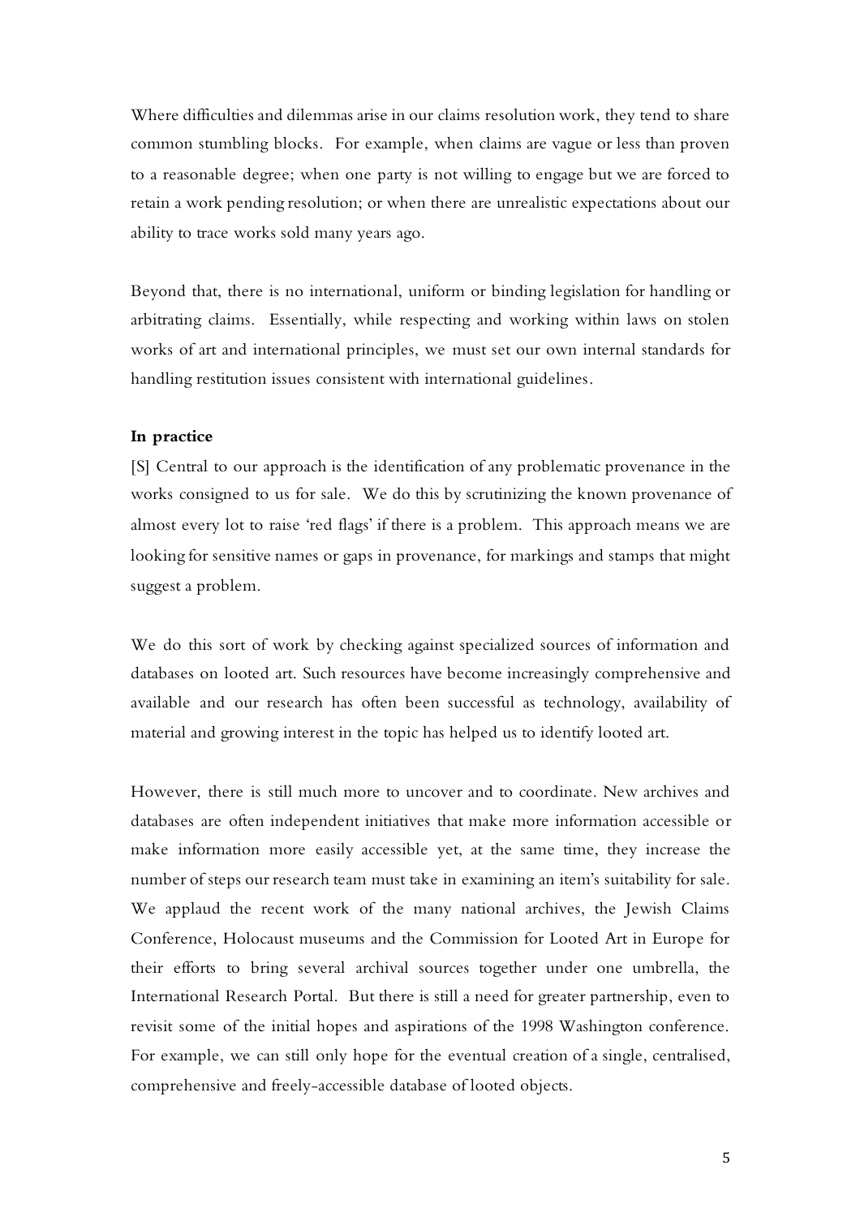Where difficulties and dilemmas arise in our claims resolution work, they tend to share common stumbling blocks. For example, when claims are vague or less than proven to a reasonable degree; when one party is not willing to engage but we are forced to retain a work pending resolution; or when there are unrealistic expectations about our ability to trace works sold many years ago.

Beyond that, there is no international, uniform or binding legislation for handling or arbitrating claims. Essentially, while respecting and working within laws on stolen works of art and international principles, we must set our own internal standards for handling restitution issues consistent with international guidelines.

**In practice**

[S] Central to our approach is the identification of any problematic provenance in the works consigned to us for sale. We do this by scrutinizing the known provenance of almost every lot to raise 'red flags' if there is a problem. This approach means we are looking for sensitive names or gaps in provenance, for markings and stamps that might suggest a problem.

We do this sort of work by checking against specialized sources of information and databases on looted art. Such resources have become increasingly comprehensive and available and our research has often been successful as technology, availability of material and growing interest in the topic has helped us to identify looted art.

However, there is still much more to uncover and to coordinate. New archives and databases are often independent initiatives that make more information accessible or make information more easily accessible yet, at the same time, they increase the number of steps our research team must take in examining an item's suitability for sale. We applaud the recent work of the many national archives, the Jewish Claims Conference, Holocaust museums and the Commission for Looted Art in Europe for their efforts to bring several archival sources together under one umbrella, the International Research Portal. But there is still a need for greater partnership, even to revisit some of the initial hopes and aspirations of the 1998 Washington conference. For example, we can still only hope for the eventual creation of a single, centralised, comprehensive and freely-accessible database of looted objects.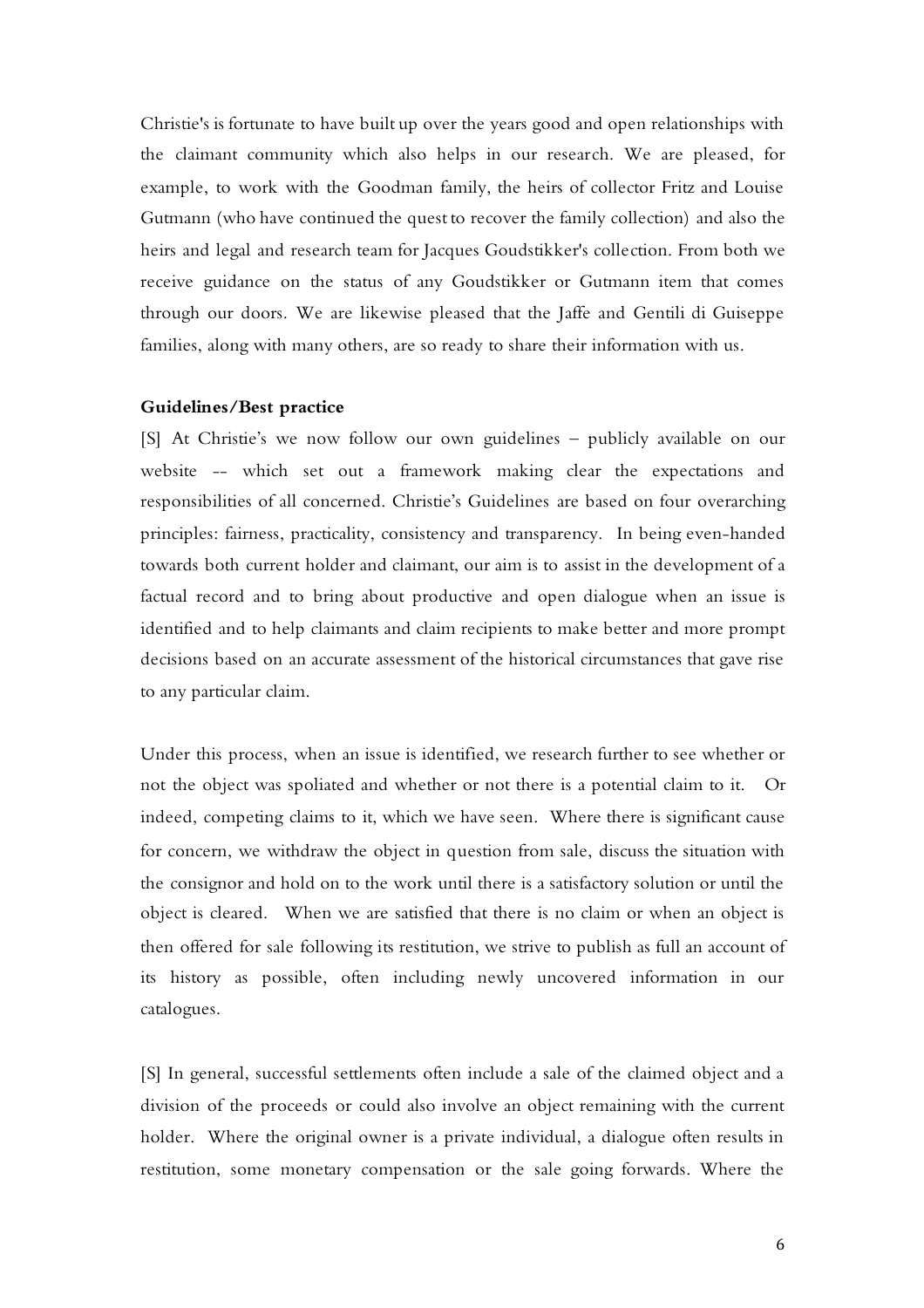Christie's is fortunate to have built up over the years good and open relationships with the claimant community which also helps in our research. We are pleased, for example, to work with the Goodman family, the heirs of collector Fritz and Louise Gutmann (who have continued the quest to recover the family collection) and also the heirs and legal and research team for Jacques Goudstikker's collection. From both we receive guidance on the status of any Goudstikker or Gutmann item that comes through our doors. We are likewise pleased that the Jaffe and Gentili di Guiseppe families, along with many others, are so ready to share their information with us.

**Guidelines/Best practice**

[S] At Christie's we now follow our own guidelines – publicly available on our website -- which set out a framework making clear the expectations and responsibilities of all concerned. Christie's Guidelines are based on four overarching principles: fairness, practicality, consistency and transparency. In being even-handed towards both current holder and claimant, our aim is to assist in the development of a factual record and to bring about productive and open dialogue when an issue is identified and to help claimants and claim recipients to make better and more prompt decisions based on an accurate assessment of the historical circumstances that gave rise to any particular claim.

Under this process, when an issue is identified, we research further to see whether or not the object was spoliated and whether or not there is a potential claim to it. Or indeed, competing claims to it, which we have seen. Where there is significant cause for concern, we withdraw the object in question from sale, discuss the situation with the consignor and hold on to the work until there is a satisfactory solution or until the object is cleared. When we are satisfied that there is no claim or when an object is then offered for sale following its restitution, we strive to publish as full an account of its history as possible, often including newly uncovered information in our catalogues.

[S] In general, successful settlements often include a sale of the claimed object and a division of the proceeds or could also involve an object remaining with the current holder. Where the original owner is a private individual, a dialogue often results in restitution, some monetary compensation or the sale going forwards. Where the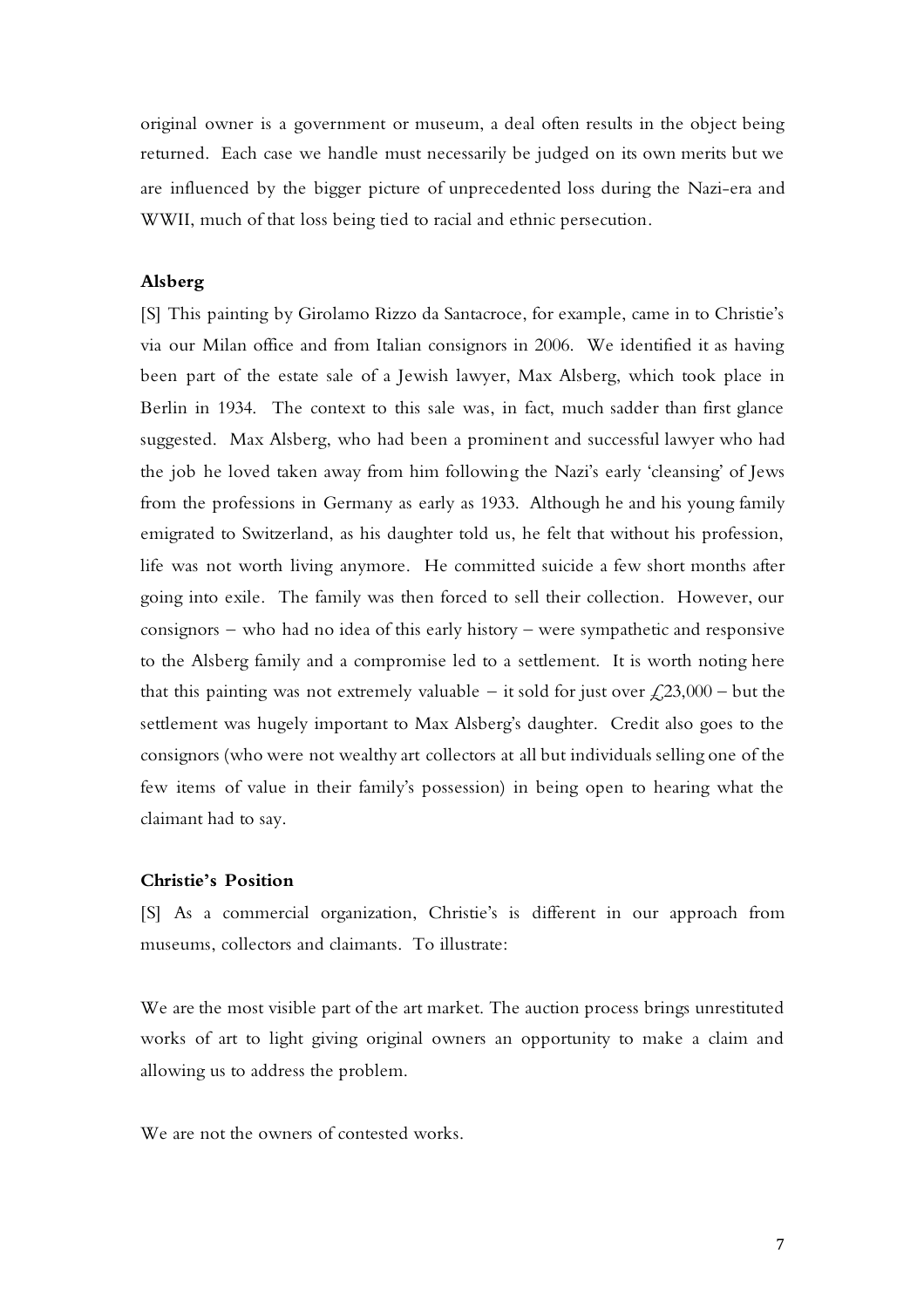original owner is a government or museum, a deal often results in the object being returned. Each case we handle must necessarily be judged on its own merits but we are influenced by the bigger picture of unprecedented loss during the Nazi-era and WWII, much of that loss being tied to racial and ethnic persecution.

**Alsberg**

[S] This painting by Girolamo Rizzo da Santacroce, for example, came in to Christie's via our Milan office and from Italian consignors in 2006. We identified it as having been part of the estate sale of a Jewish lawyer, Max Alsberg, which took place in Berlin in 1934. The context to this sale was, in fact, much sadder than first glance suggested. Max Alsberg, who had been a prominent and successful lawyer who had the job he loved taken away from him following the Nazi's early 'cleansing' of Jews from the professions in Germany as early as 1933. Although he and his young family emigrated to Switzerland, as his daughter told us, he felt that without his profession, life was not worth living anymore. He committed suicide a few short months after going into exile. The family was then forced to sell their collection. However, our consignors – who had no idea of this early history – were sympathetic and responsive to the Alsberg family and a compromise led to a settlement. It is worth noting here that this painting was not extremely valuable – it sold for just over £23,000 – but the settlement was hugely important to Max Alsberg's daughter. Credit also goes to the consignors (who were not wealthy art collectors at all but individuals selling one of the few items of value in their family's possession) in being open to hearing what the claimant had to say.

**Christie's Position**

[S] As a commercial organization, Christie's is different in our approach from museums, collectors and claimants. To illustrate:

We are the most visible part of the art market. The auction process brings unrestituted works of art to light giving original owners an opportunity to make a claim and allowing us to address the problem.

We are not the owners of contested works.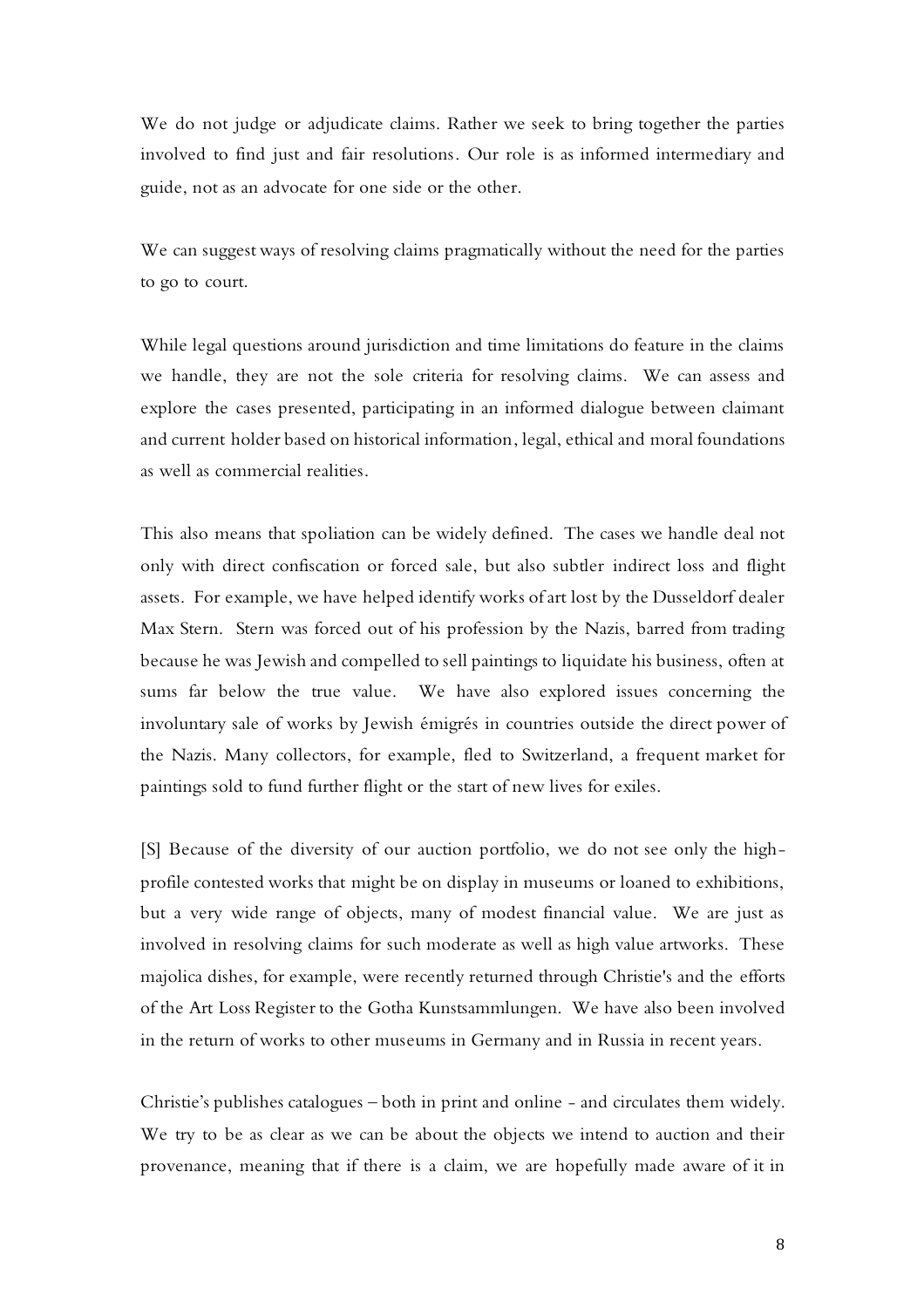We do not judge or adjudicate claims. Rather we seek to bring together the parties involved to find just and fair resolutions. Our role is as informed intermediary and guide, not as an advocate for one side or the other.

We can suggest ways of resolving claims pragmatically without the need for the parties to go to court.

While legal questions around jurisdiction and time limitations do feature in the claims we handle, they are not the sole criteria for resolving claims. We can assess and explore the cases presented, participating in an informed dialogue between claimant and current holder based on historical information, legal, ethical and moral foundations as well as commercial realities.

This also means that spoliation can be widely defined. The cases we handle deal not only with direct confiscation or forced sale, but also subtler indirect loss and flight assets. For example, we have helped identify works of art lost by the Dusseldorf dealer Max Stern. Stern was forced out of his profession by the Nazis, barred from trading because he was Jewish and compelled to sell paintings to liquidate his business, often at sums far below the true value. We have also explored issues concerning the involuntary sale of works by Jewish émigrés in countries outside the direct power of the Nazis. Many collectors, for example, fled to Switzerland, a frequent market for paintings sold to fund further flight or the start of new lives for exiles.

[S] Because of the diversity of our auction portfolio, we do not see only the high-profile contested works that might be on display in museums or loaned to exhibitions, but a very wide range of objects, many of modest financial value. We are just as involved in resolving claims for such moderate as well as high value artworks. These majolica dishes, for example, were recently returned through Christie's and the efforts of the Art Loss Register to the Gotha Kunstsammlungen. We have also been involved in the return of works to other museums in Germany and in Russia in recent years.

Christie's publishes catalogues – both in print and online - and circulates them widely. We try to be as clear as we can be about the objects we intend to auction and their provenance, meaning that if there is a claim, we are hopefully made aware of it in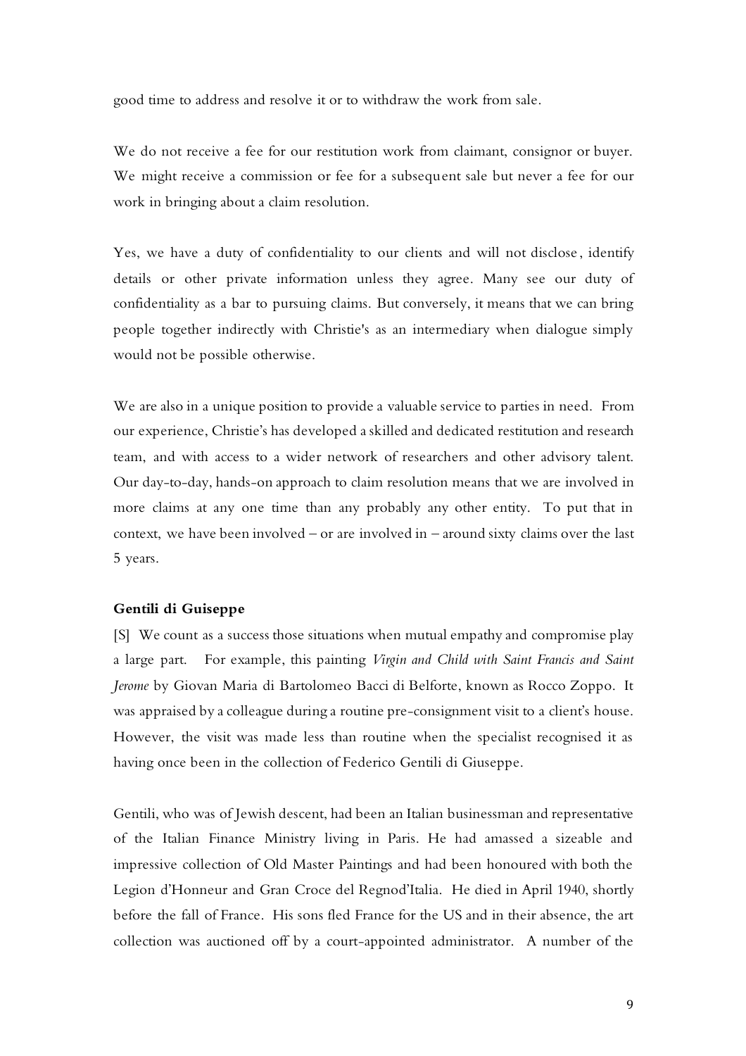good time to address and resolve it or to withdraw the work from sale.

We do not receive a fee for our restitution work from claimant, consignor or buyer. We might receive a commission or fee for a subsequent sale but never a fee for our work in bringing about a claim resolution.

Yes, we have a duty of confidentiality to our clients and will not disclose, identify details or other private information unless they agree. Many see our duty of confidentiality as a bar to pursuing claims. But conversely, it means that we can bring people together indirectly with Christie's as an intermediary when dialogue simply would not be possible otherwise.

We are also in a unique position to provide a valuable service to parties in need. From our experience, Christie's has developed a skilled and dedicated restitution and research team, and with access to a wider network of researchers and other advisory talent. Our day-to-day, hands-on approach to claim resolution means that we are involved in more claims at any one time than any probably any other entity. To put that in context, we have been involved – or are involved in – around sixty claims over the last 5 years.

**Gentili di Guiseppe**

[S] We count as a success those situations when mutual empathy and compromise play a large part. For example, this painting *Virgin and Child with Saint Francis and Saint Jerome* by Giovan Maria di Bartolomeo Bacci di Belforte, known as Rocco Zoppo. It was appraised by a colleague during a routine pre-consignment visit to a client's house. However, the visit was made less than routine when the specialist recognised it as having once been in the collection of Federico Gentili di Giuseppe.

Gentili, who was of Jewish descent, had been an Italian businessman and representative of the Italian Finance Ministry living in Paris. He had amassed a sizeable and impressive collection of Old Master Paintings and had been honoured with both the Legion d'Honneur and Gran Croce del Regnod'Italia. He died in April 1940, shortly before the fall of France. His sons fled France for the US and in their absence, the art collection was auctioned off by a court-appointed administrator. A number of the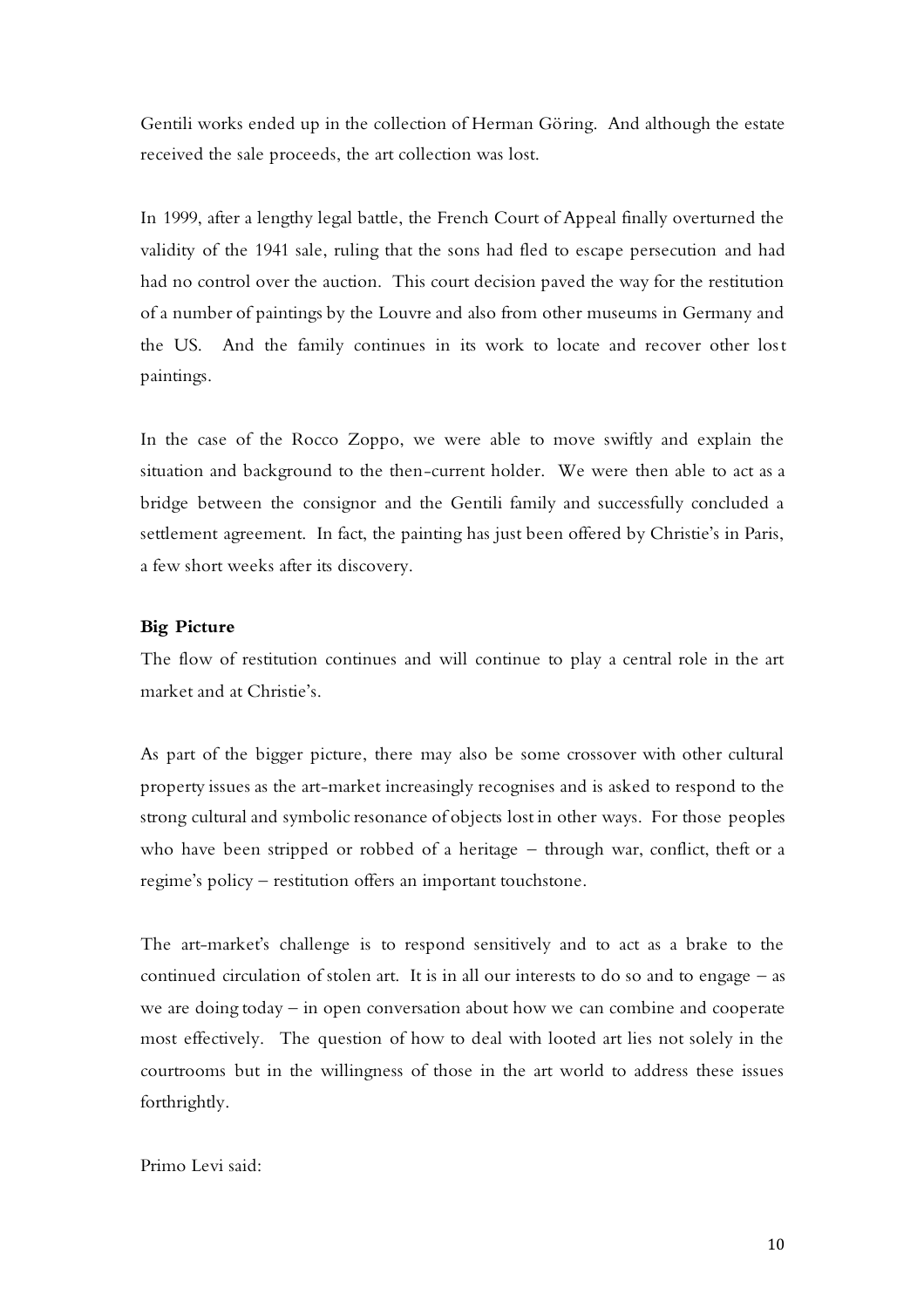Gentili works ended up in the collection of Herman Göring. And although the estate received the sale proceeds, the art collection was lost.

In 1999, after a lengthy legal battle, the French Court of Appeal finally overturned the validity of the 1941 sale, ruling that the sons had fled to escape persecution and had had no control over the auction. This court decision paved the way for the restitution of a number of paintings by the Louvre and also from other museums in Germany and the US. And the family continues in its work to locate and recover other lost paintings.

In the case of the Rocco Zoppo, we were able to move swiftly and explain the situation and background to the then-current holder. We were then able to act as a bridge between the consignor and the Gentili family and successfully concluded a settlement agreement. In fact, the painting has just been offered by Christie's in Paris, a few short weeks after its discovery.

**Big Picture**

The flow of restitution continues and will continue to play a central role in the art market and at Christie's.

As part of the bigger picture, there may also be some crossover with other cultural property issues as the art-market increasingly recognises and is asked to respond to the strong cultural and symbolic resonance of objects lost in other ways. For those peoples who have been stripped or robbed of a heritage – through war, conflict, theft or a regime's policy – restitution offers an important touchstone.

The art-market's challenge is to respond sensitively and to act as a brake to the continued circulation of stolen art. It is in all our interests to do so and to engage – as we are doing today – in open conversation about how we can combine and cooperate most effectively. The question of how to deal with looted art lies not solely in the courtrooms but in the willingness of those in the art world to address these issues forthrightly.

Primo Levi said: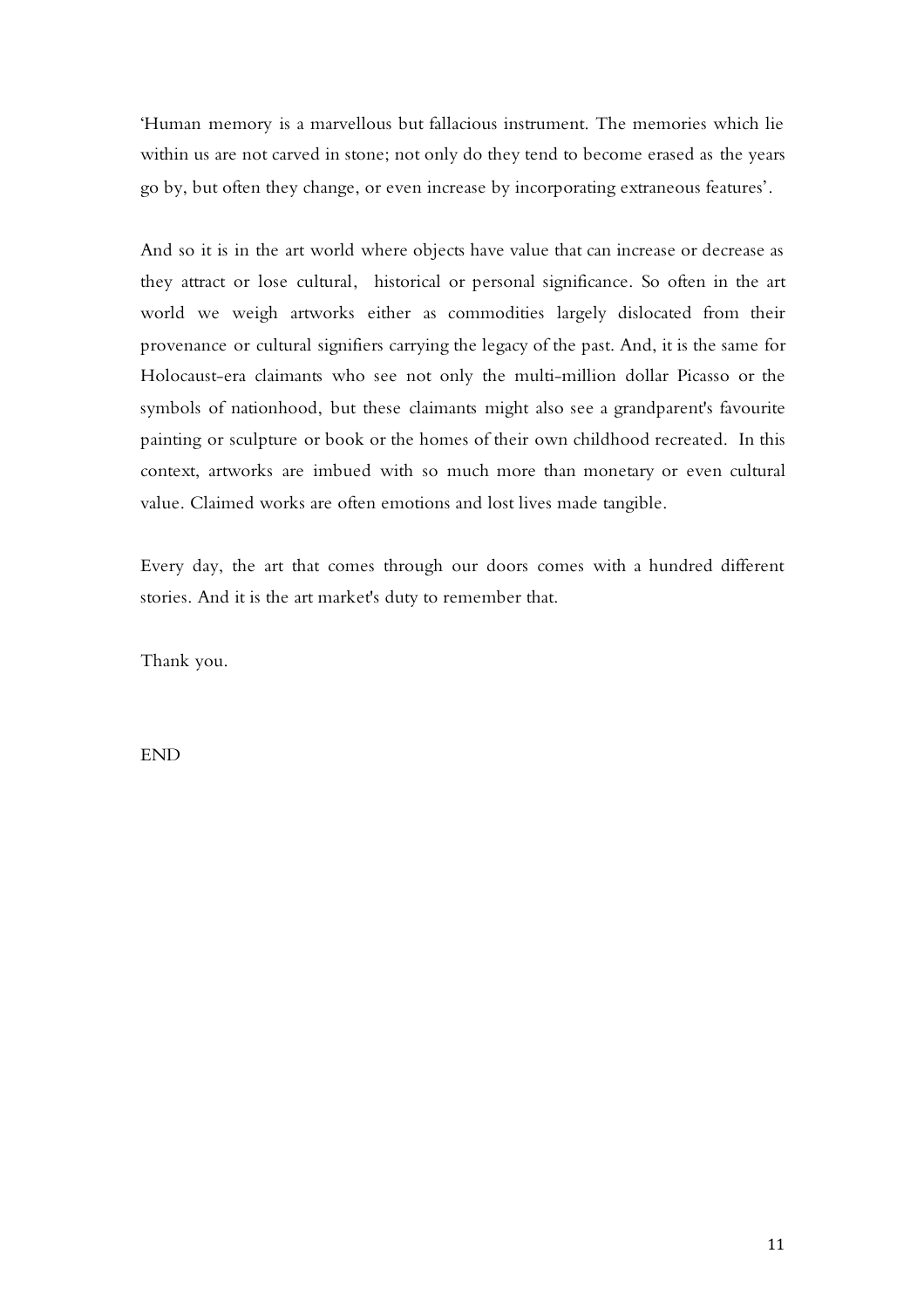'Human memory is a marvellous but fallacious instrument. The memories which lie within us are not carved in stone; not only do they tend to become erased as the years go by, but often they change, or even increase by incorporating extraneous features'.

And so it is in the art world where objects have value that can increase or decrease as they attract or lose cultural, historical or personal significance. So often in the art world we weigh artworks either as commodities largely dislocated from their provenance or cultural signifiers carrying the legacy of the past. And, it is the same for Holocaust-era claimants who see not only the multi-million dollar Picasso or the symbols of nationhood, but these claimants might also see a grandparent's favourite painting or sculpture or book or the homes of their own childhood recreated. In this context, artworks are imbued with so much more than monetary or even cultural value. Claimed works are often emotions and lost lives made tangible.

Every day, the art that comes through our doors comes with a hundred different stories. And it is the art market's duty to remember that.

Thank you.

END